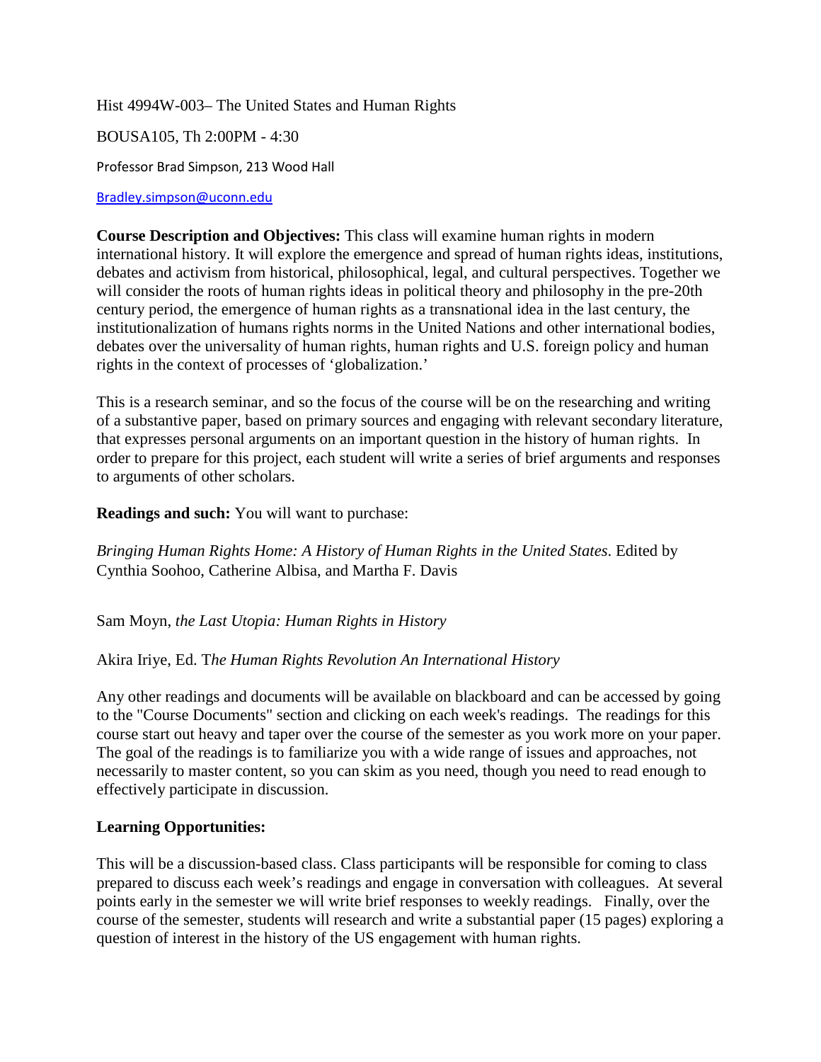Hist 4994W-003– The United States and Human Rights

BOUSA105, Th 2:00PM - 4:30

Professor Brad Simpson, 213 Wood Hall

Bradley.simpson@uconn.edu

**Course Description and Objectives:** This class will examine human rights in modern international history. It will explore the emergence and spread of human rights ideas, institutions, debates and activism from historical, philosophical, legal, and cultural perspectives. Together we will consider the roots of human rights ideas in political theory and philosophy in the pre-20th century period, the emergence of human rights as a transnational idea in the last century, the institutionalization of humans rights norms in the United Nations and other international bodies, debates over the universality of human rights, human rights and U.S. foreign policy and human rights in the context of processes of 'globalization.'

This is a research seminar, and so the focus of the course will be on the researching and writing of a substantive paper, based on primary sources and engaging with relevant secondary literature, that expresses personal arguments on an important question in the history of human rights. In order to prepare for this project, each student will write a series of brief arguments and responses to arguments of other scholars.

**Readings and such:** You will want to purchase:

*Bringing Human Rights Home: A History of Human Rights in the United States*. Edited by Cynthia Soohoo, Catherine Albisa, and Martha F. Davis

Sam Moyn, *the Last Utopia: Human Rights in History*

Akira Iriye, Ed. T*he Human Rights Revolution An International History*

Any other readings and documents will be available on blackboard and can be accessed by going to the "Course Documents" section and clicking on each week's readings. The readings for this course start out heavy and taper over the course of the semester as you work more on your paper. The goal of the readings is to familiarize you with a wide range of issues and approaches, not necessarily to master content, so you can skim as you need, though you need to read enough to effectively participate in discussion.

**Learning Opportunities:**

This will be a discussion-based class. Class participants will be responsible for coming to class prepared to discuss each week's readings and engage in conversation with colleagues. At several points early in the semester we will write brief responses to weekly readings. Finally, over the course of the semester, students will research and write a substantial paper (15 pages) exploring a question of interest in the history of the US engagement with human rights.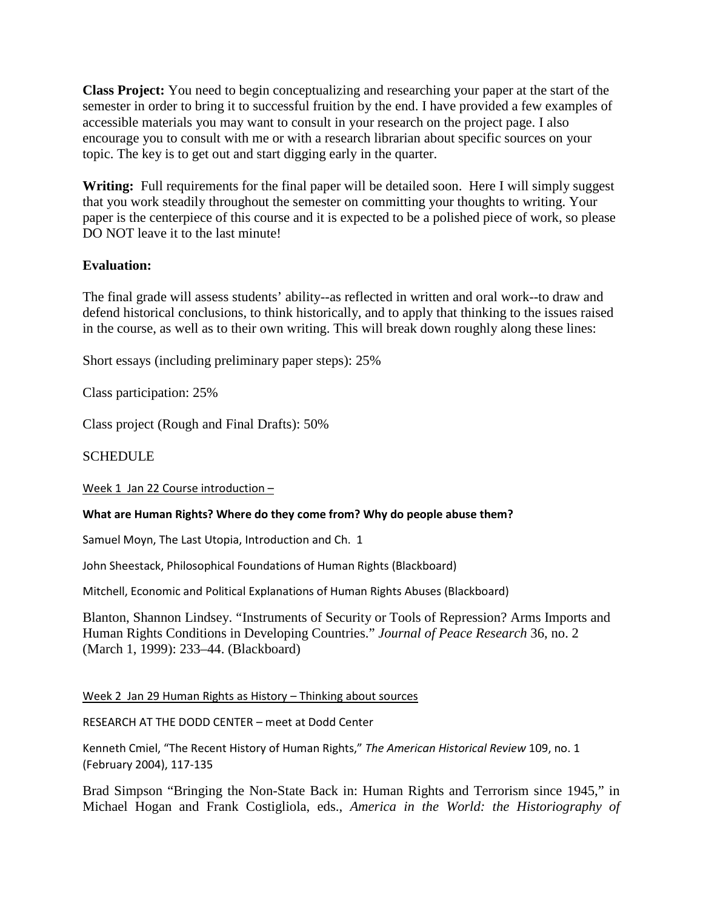**Class Project:** You need to begin conceptualizing and researching your paper at the start of the semester in order to bring it to successful fruition by the end. I have provided a few examples of accessible materials you may want to consult in your research on the project page. I also encourage you to consult with me or with a research librarian about specific sources on your topic. The key is to get out and start digging early in the quarter.

**Writing:** Full requirements for the final paper will be detailed soon. Here I will simply suggest that you work steadily throughout the semester on committing your thoughts to writing. Your paper is the centerpiece of this course and it is expected to be a polished piece of work, so please DO NOT leave it to the last minute!

**Evaluation:**

The final grade will assess students' ability--as reflected in written and oral work--to draw and defend historical conclusions, to think historically, and to apply that thinking to the issues raised in the course, as well as to their own writing. This will break down roughly along these lines:

Short essays (including preliminary paper steps): 25%

Class participation: 25%

Class project (Rough and Final Drafts): 50%

SCHEDULE

Week 1 Jan 22 Course introduction –

**What are Human Rights? Where do they come from? Why do people abuse them?**

Samuel Moyn, The Last Utopia, Introduction and Ch. 1

John Sheestack, Philosophical Foundations of Human Rights (Blackboard)

Mitchell, Economic and Political Explanations of Human Rights Abuses (Blackboard)

Blanton, Shannon Lindsey. "Instruments of Security or Tools of Repression? Arms Imports and Human Rights Conditions in Developing Countries." *Journal of Peace Research* 36, no. 2 (March 1, 1999): 233–44. (Blackboard)

Week 2 Jan 29 Human Rights as History – Thinking about sources

RESEARCH AT THE DODD CENTER – meet at Dodd Center

Kenneth Cmiel, "The Recent History of Human Rights," *The American Historical Review* 109, no. 1 (February 2004), 117-135

Brad Simpson "Bringing the Non-State Back in: Human Rights and Terrorism since 1945," in Michael Hogan and Frank Costigliola, eds., *America in the World: the Historiography of*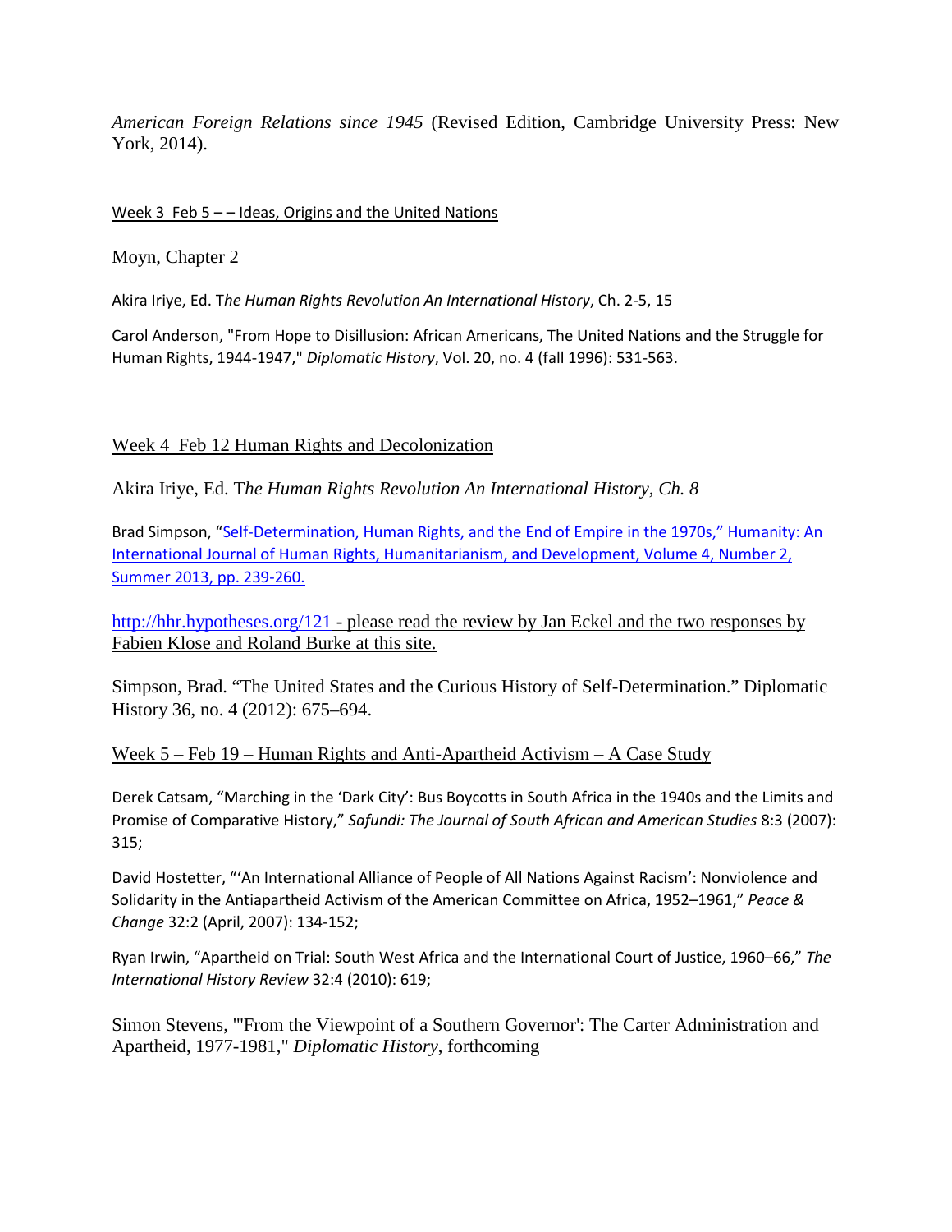*American Foreign Relations since 1945* (Revised Edition, Cambridge University Press: New York, 2014).

Week 3 Feb 5 – – Ideas, Origins and the United Nations

Moyn, Chapter 2

Akira Iriye, Ed. T*he Human Rights Revolution An International History*, Ch. 2-5, 15

Carol Anderson, "From Hope to Disillusion: African Americans, The United Nations and the Struggle for Human Rights, 1944-1947," *Diplomatic History*, Vol. 20, no. 4 (fall 1996): 531-563.

Week 4 Feb 12 Human Rights and Decolonization

Akira Iriye, Ed. T*he Human Rights Revolution An International History, Ch. 8*

Brad Simpson, "Self-Determination, Human Rights, and the End of Empire in the 1970s," Humanity: An International Journal of Human Rights, Humanitarianism, and Development, Volume 4, Number 2, Summer 2013, pp. 239-260.

http://hhr.hypotheses.org/121 - please read the review by Jan Eckel and the two responses by Fabien Klose and Roland Burke at this site.

Simpson, Brad. "The United States and the Curious History of Self-Determination." Diplomatic History 36, no. 4 (2012): 675–694.

Week 5 – Feb 19 – Human Rights and Anti-Apartheid Activism – A Case Study

Derek Catsam, "Marching in the 'Dark City': Bus Boycotts in South Africa in the 1940s and the Limits and Promise of Comparative History," *Safundi: The Journal of South African and American Studies* 8:3 (2007): 315;

David Hostetter, "'An International Alliance of People of All Nations Against Racism': Nonviolence and Solidarity in the Antiapartheid Activism of the American Committee on Africa, 1952–1961," *Peace & Change* 32:2 (April, 2007): 134-152;

Ryan Irwin, "Apartheid on Trial: South West Africa and the International Court of Justice, 1960–66," *The International History Review* 32:4 (2010): 619;

Simon Stevens, "'From the Viewpoint of a Southern Governor': The Carter Administration and Apartheid, 1977-1981," *Diplomatic History*, forthcoming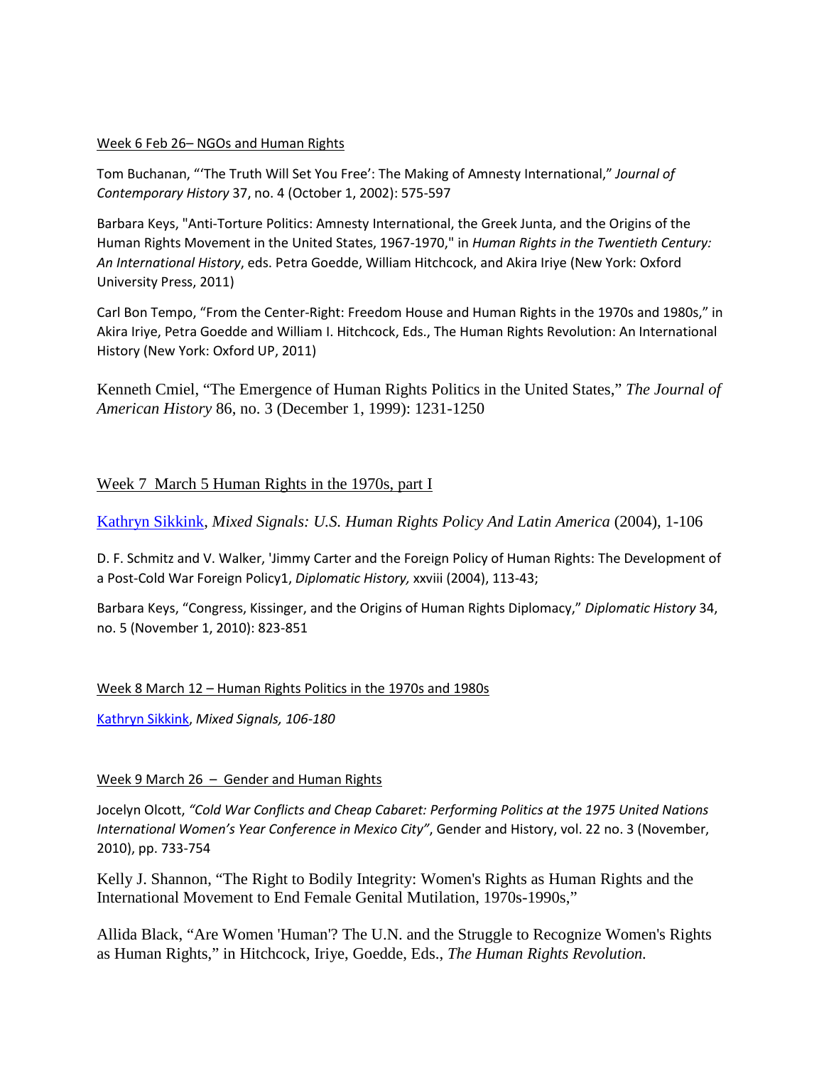Week 6 Feb 26– NGOs and Human Rights

Tom Buchanan, "'The Truth Will Set You Free': The Making of Amnesty International," *Journal of Contemporary History* 37, no. 4 (October 1, 2002): 575-597

Barbara Keys, "Anti-Torture Politics: Amnesty International, the Greek Junta, and the Origins of the Human Rights Movement in the United States, 1967-1970," in *Human Rights in the Twentieth Century: An International History*, eds. Petra Goedde, William Hitchcock, and Akira Iriye (New York: Oxford University Press, 2011)

Carl Bon Tempo, "From the Center-Right: Freedom House and Human Rights in the 1970s and 1980s," in Akira Iriye, Petra Goedde and William I. Hitchcock, Eds., The Human Rights Revolution: An International History (New York: Oxford UP, 2011)

Kenneth Cmiel, "The Emergence of Human Rights Politics in the United States," *The Journal of American History* 86, no. 3 (December 1, 1999): 1231-1250

Week 7 March 5 Human Rights in the 1970s, part I

Kathryn Sikkink, *Mixed Signals: U.S. Human Rights Policy And Latin America* (2004), 1-106

D. F. Schmitz and V. Walker, 'Jimmy Carter and the Foreign Policy of Human Rights: The Development of a Post-Cold War Foreign Policy1, *Diplomatic History,* xxviii (2004), 113-43;

Barbara Keys, "Congress, Kissinger, and the Origins of Human Rights Diplomacy," *Diplomatic History* 34, no. 5 (November 1, 2010): 823-851

Week 8 March 12 – Human Rights Politics in the 1970s and 1980s

Kathryn Sikkink, *Mixed Signals, 106-180*

Week 9 March 26 – Gender and Human Rights

Jocelyn Olcott, *"Cold War Conflicts and Cheap Cabaret: Performing Politics at the 1975 United Nations International Women's Year Conference in Mexico City"*, Gender and History, vol. 22 no. 3 (November, 2010), pp. 733-754

Kelly J. Shannon, "The Right to Bodily Integrity: Women's Rights as Human Rights and the International Movement to End Female Genital Mutilation, 1970s-1990s,"

Allida Black, "Are Women 'Human'? The U.N. and the Struggle to Recognize Women's Rights as Human Rights," in Hitchcock, Iriye, Goedde, Eds., *The Human Rights Revolution.*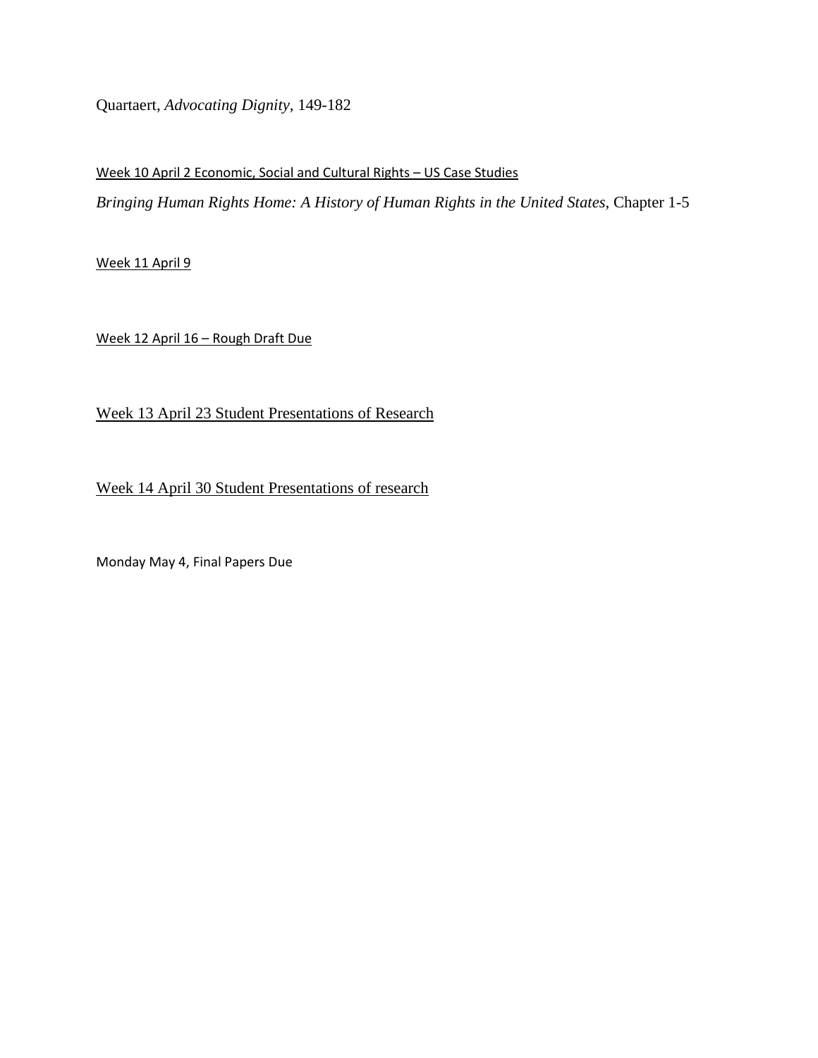Quartaert, *Advocating Dignity,* 149-182

Week 10 April 2 Economic, Social and Cultural Rights – US Case Studies

*Bringing Human Rights Home: A History of Human Rights in the United States*, Chapter 1-5

Week 11 April 9

Week 12 April 16 – Rough Draft Due

Week 13 April 23 Student Presentations of Research

Week 14 April 30 Student Presentations of research

Monday May 4, Final Papers Due